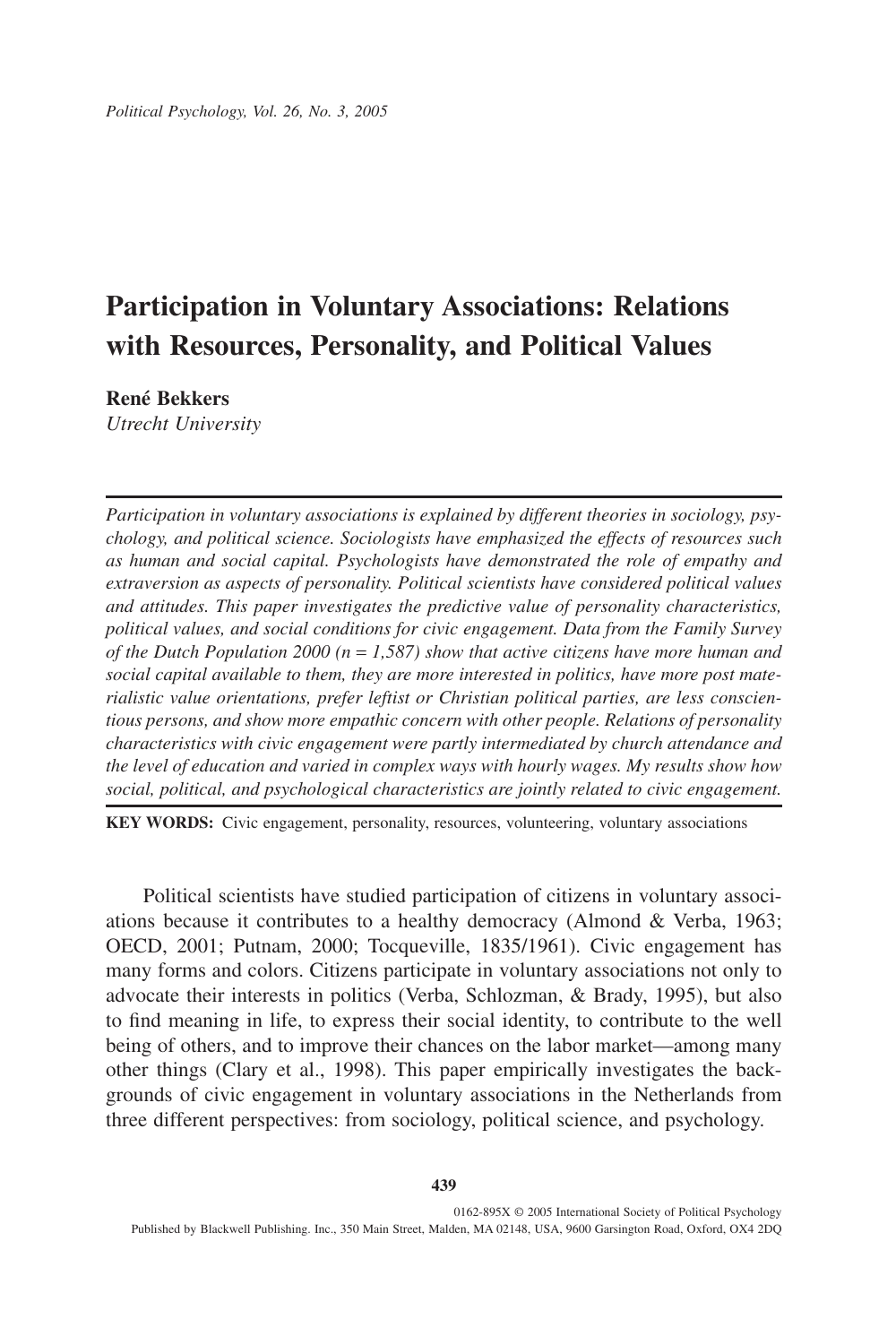# Participation in Voluntary Associations: Relations with Resources, Personality, and Political Values

**René Bekkers**
*Utrecht University*

*Participation in voluntary associations is explained by different theories in sociology, psychology, and political science. Sociologists have emphasized the effects of resources such as human and social capital. Psychologists have demonstrated the role of empathy and extraversion as aspects of personality. Political scientists have considered political values and attitudes. This paper investigates the predictive value of personality characteristics, political values, and social conditions for civic engagement. Data from the Family Survey of the Dutch Population 2000 (n = 1,587) show that active citizens have more human and social capital available to them, they are more interested in politics, have more post materialistic value orientations, prefer leftist or Christian political parties, are less conscientious persons, and show more empathic concern with other people. Relations of personality characteristics with civic engagement were partly intermediated by church attendance and the level of education and varied in complex ways with hourly wages. My results show how social, political, and psychological characteristics are jointly related to civic engagement.*

**KEY WORDS:** Civic engagement, personality, resources, volunteering, voluntary associations

Political scientists have studied participation of citizens in voluntary associations because it contributes to a healthy democracy (Almond & Verba, 1963; OECD, 2001; Putnam, 2000; Tocqueville, 1835/1961). Civic engagement has many forms and colors. Citizens participate in voluntary associations not only to advocate their interests in politics (Verba, Schlozman, & Brady, 1995), but also to find meaning in life, to express their social identity, to contribute to the well being of others, and to improve their chances on the labor market—among many other things (Clary et al., 1998). This paper empirically investigates the backgrounds of civic engagement in voluntary associations in the Netherlands from three different perspectives: from sociology, political science, and psychology.

0162-895X © 2005 International Society of Political Psychology
Published by Blackwell Publishing. Inc., 350 Main Street, Malden, MA 02148, USA, 9600 Garsington Road, Oxford, OX4 2DQ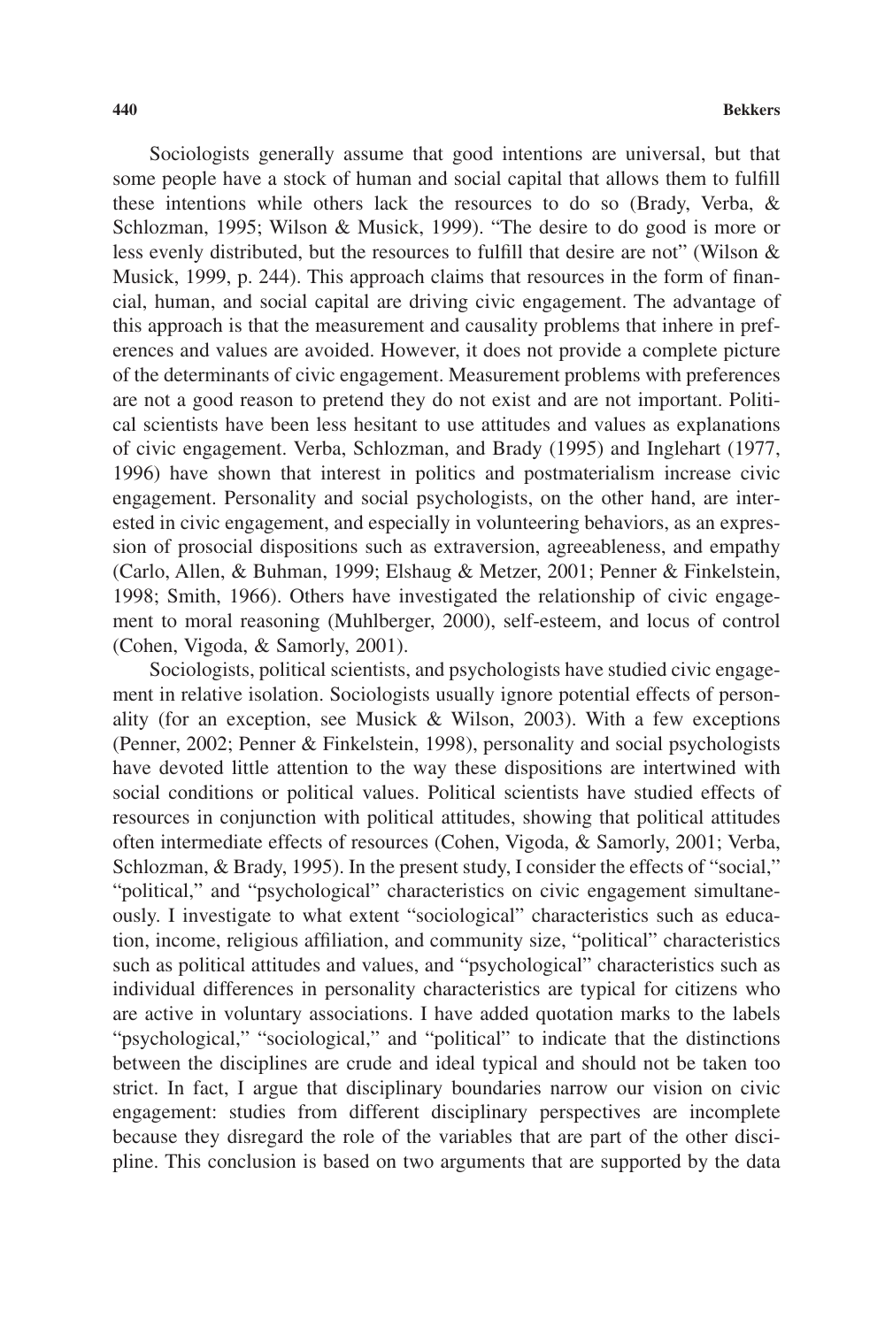Sociologists generally assume that good intentions are universal, but that some people have a stock of human and social capital that allows them to fulfill these intentions while others lack the resources to do so (Brady, Verba, & Schlozman, 1995; Wilson & Musick, 1999). "The desire to do good is more or less evenly distributed, but the resources to fulfill that desire are not" (Wilson & Musick, 1999, p. 244). This approach claims that resources in the form of financial, human, and social capital are driving civic engagement. The advantage of this approach is that the measurement and causality problems that inhere in preferences and values are avoided. However, it does not provide a complete picture of the determinants of civic engagement. Measurement problems with preferences are not a good reason to pretend they do not exist and are not important. Political scientists have been less hesitant to use attitudes and values as explanations of civic engagement. Verba, Schlozman, and Brady (1995) and Inglehart (1977, 1996) have shown that interest in politics and postmaterialism increase civic engagement. Personality and social psychologists, on the other hand, are interested in civic engagement, and especially in volunteering behaviors, as an expression of prosocial dispositions such as extraversion, agreeableness, and empathy (Carlo, Allen, & Buhman, 1999; Elshaug & Metzer, 2001; Penner & Finkelstein, 1998; Smith, 1966). Others have investigated the relationship of civic engagement to moral reasoning (Muhlberger, 2000), self-esteem, and locus of control (Cohen, Vigoda, & Samorly, 2001).

Sociologists, political scientists, and psychologists have studied civic engagement in relative isolation. Sociologists usually ignore potential effects of personality (for an exception, see Musick & Wilson, 2003). With a few exceptions (Penner, 2002; Penner & Finkelstein, 1998), personality and social psychologists have devoted little attention to the way these dispositions are intertwined with social conditions or political values. Political scientists have studied effects of resources in conjunction with political attitudes, showing that political attitudes often intermediate effects of resources (Cohen, Vigoda, & Samorly, 2001; Verba, Schlozman, & Brady, 1995). In the present study, I consider the effects of "social," "political," and "psychological" characteristics on civic engagement simultaneously. I investigate to what extent "sociological" characteristics such as education, income, religious affiliation, and community size, "political" characteristics such as political attitudes and values, and "psychological" characteristics such as individual differences in personality characteristics are typical for citizens who are active in voluntary associations. I have added quotation marks to the labels "psychological," "sociological," and "political" to indicate that the distinctions between the disciplines are crude and ideal typical and should not be taken too strict. In fact, I argue that disciplinary boundaries narrow our vision on civic engagement: studies from different disciplinary perspectives are incomplete because they disregard the role of the variables that are part of the other discipline. This conclusion is based on two arguments that are supported by the data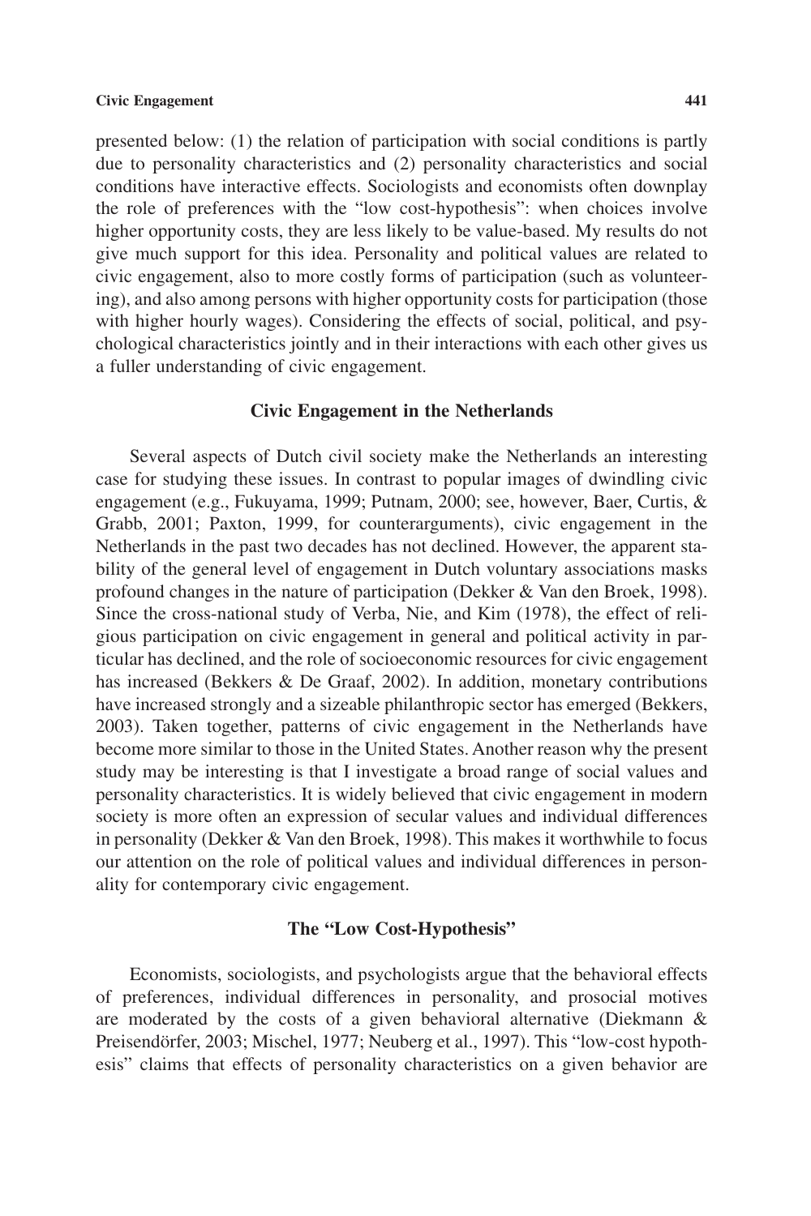presented below: (1) the relation of participation with social conditions is partly due to personality characteristics and (2) personality characteristics and social conditions have interactive effects. Sociologists and economists often downplay the role of preferences with the "low cost-hypothesis": when choices involve higher opportunity costs, they are less likely to be value-based. My results do not give much support for this idea. Personality and political values are related to civic engagement, also to more costly forms of participation (such as volunteering), and also among persons with higher opportunity costs for participation (those with higher hourly wages). Considering the effects of social, political, and psychological characteristics jointly and in their interactions with each other gives us a fuller understanding of civic engagement.

## Civic Engagement in the Netherlands

Several aspects of Dutch civil society make the Netherlands an interesting case for studying these issues. In contrast to popular images of dwindling civic engagement (e.g., Fukuyama, 1999; Putnam, 2000; see, however, Baer, Curtis, & Grabb, 2001; Paxton, 1999, for counterarguments), civic engagement in the Netherlands in the past two decades has not declined. However, the apparent stability of the general level of engagement in Dutch voluntary associations masks profound changes in the nature of participation (Dekker & Van den Broek, 1998). Since the cross-national study of Verba, Nie, and Kim (1978), the effect of religious participation on civic engagement in general and political activity in particular has declined, and the role of socioeconomic resources for civic engagement has increased (Bekkers & De Graaf, 2002). In addition, monetary contributions have increased strongly and a sizeable philanthropic sector has emerged (Bekkers, 2003). Taken together, patterns of civic engagement in the Netherlands have become more similar to those in the United States. Another reason why the present study may be interesting is that I investigate a broad range of social values and personality characteristics. It is widely believed that civic engagement in modern society is more often an expression of secular values and individual differences in personality (Dekker & Van den Broek, 1998). This makes it worthwhile to focus our attention on the role of political values and individual differences in personality for contemporary civic engagement.

## The "Low Cost-Hypothesis"

Economists, sociologists, and psychologists argue that the behavioral effects of preferences, individual differences in personality, and prosocial motives are moderated by the costs of a given behavioral alternative (Diekmann & Preisendörfer, 2003; Mischel, 1977; Neuberg et al., 1997). This "low-cost hypothesis" claims that effects of personality characteristics on a given behavior are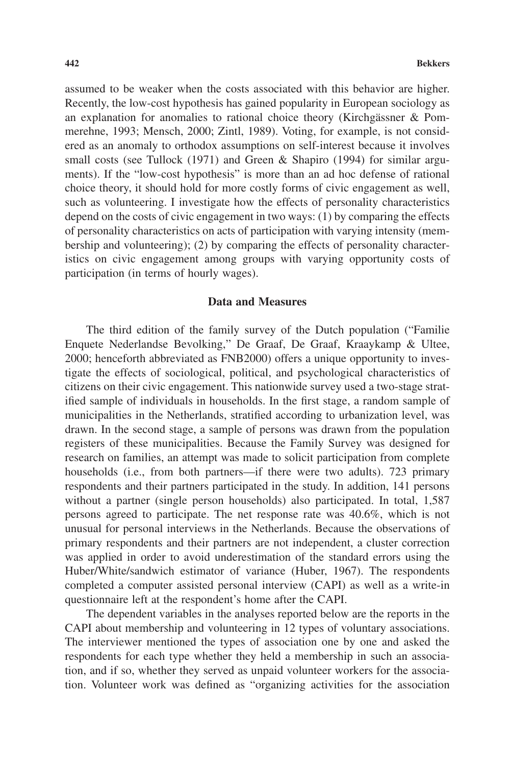assumed to be weaker when the costs associated with this behavior are higher. Recently, the low-cost hypothesis has gained popularity in European sociology as an explanation for anomalies to rational choice theory (Kirchgässner & Pommerehne, 1993; Mensch, 2000; Zintl, 1989). Voting, for example, is not considered as an anomaly to orthodox assumptions on self-interest because it involves small costs (see Tullock (1971) and Green & Shapiro (1994) for similar arguments). If the "low-cost hypothesis" is more than an ad hoc defense of rational choice theory, it should hold for more costly forms of civic engagement as well, such as volunteering. I investigate how the effects of personality characteristics depend on the costs of civic engagement in two ways: (1) by comparing the effects of personality characteristics on acts of participation with varying intensity (membership and volunteering); (2) by comparing the effects of personality characteristics on civic engagement among groups with varying opportunity costs of participation (in terms of hourly wages).

## Data and Measures

The third edition of the family survey of the Dutch population ("Familie Enquete Nederlandse Bevolking," De Graaf, De Graaf, Kraaykamp & Ultee, 2000; henceforth abbreviated as FNB2000) offers a unique opportunity to investigate the effects of sociological, political, and psychological characteristics of citizens on their civic engagement. This nationwide survey used a two-stage stratified sample of individuals in households. In the first stage, a random sample of municipalities in the Netherlands, stratified according to urbanization level, was drawn. In the second stage, a sample of persons was drawn from the population registers of these municipalities. Because the Family Survey was designed for research on families, an attempt was made to solicit participation from complete households (i.e., from both partners—if there were two adults). 723 primary respondents and their partners participated in the study. In addition, 141 persons without a partner (single person households) also participated. In total, 1,587 persons agreed to participate. The net response rate was 40.6%, which is not unusual for personal interviews in the Netherlands. Because the observations of primary respondents and their partners are not independent, a cluster correction was applied in order to avoid underestimation of the standard errors using the Huber/White/sandwich estimator of variance (Huber, 1967). The respondents completed a computer assisted personal interview (CAPI) as well as a write-in questionnaire left at the respondent's home after the CAPI.

The dependent variables in the analyses reported below are the reports in the CAPI about membership and volunteering in 12 types of voluntary associations. The interviewer mentioned the types of association one by one and asked the respondents for each type whether they held a membership in such an association, and if so, whether they served as unpaid volunteer workers for the association. Volunteer work was defined as "organizing activities for the association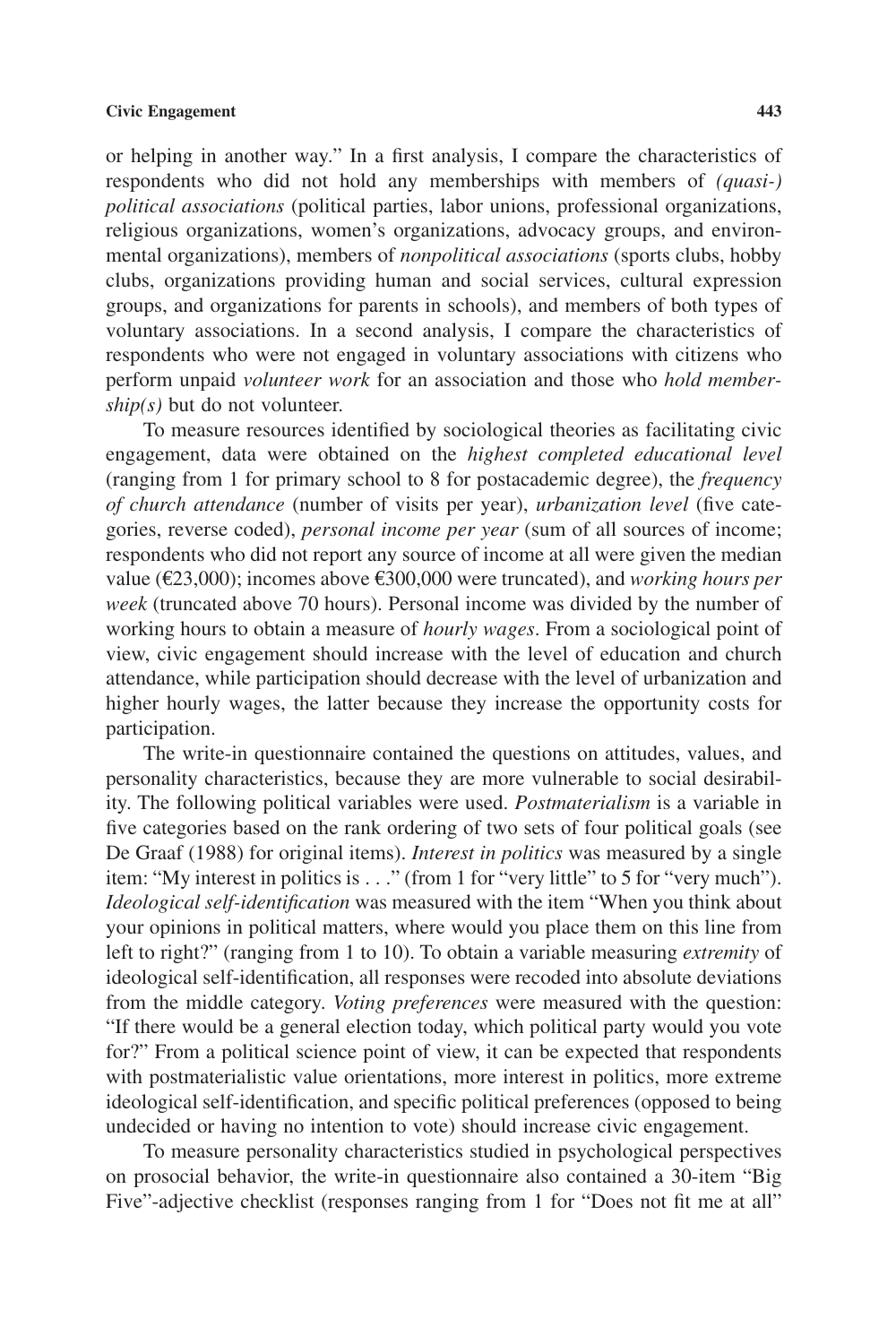or helping in another way." In a first analysis, I compare the characteristics of respondents who did not hold any memberships with members of *(quasi-) political associations* (political parties, labor unions, professional organizations, religious organizations, women's organizations, advocacy groups, and environmental organizations), members of *nonpolitical associations* (sports clubs, hobby clubs, organizations providing human and social services, cultural expression groups, and organizations for parents in schools), and members of both types of voluntary associations. In a second analysis, I compare the characteristics of respondents who were not engaged in voluntary associations with citizens who perform unpaid *volunteer work* for an association and those who *hold membership(s)* but do not volunteer.

To measure resources identified by sociological theories as facilitating civic engagement, data were obtained on the *highest completed educational level* (ranging from 1 for primary school to 8 for postacademic degree), the *frequency of church attendance* (number of visits per year), *urbanization level* (five categories, reverse coded), *personal income per year* (sum of all sources of income; respondents who did not report any source of income at all were given the median value (€23,000); incomes above €300,000 were truncated), and *working hours per week* (truncated above 70 hours). Personal income was divided by the number of working hours to obtain a measure of *hourly wages*. From a sociological point of view, civic engagement should increase with the level of education and church attendance, while participation should decrease with the level of urbanization and higher hourly wages, the latter because they increase the opportunity costs for participation.

The write-in questionnaire contained the questions on attitudes, values, and personality characteristics, because they are more vulnerable to social desirability. The following political variables were used. *Postmaterialism* is a variable in five categories based on the rank ordering of two sets of four political goals (see De Graaf (1988) for original items). *Interest in politics* was measured by a single item: "My interest in politics is . . ." (from 1 for "very little" to 5 for "very much"). *Ideological self-identification* was measured with the item "When you think about your opinions in political matters, where would you place them on this line from left to right?" (ranging from 1 to 10). To obtain a variable measuring *extremity* of ideological self-identification, all responses were recoded into absolute deviations from the middle category. *Voting preferences* were measured with the question: "If there would be a general election today, which political party would you vote for?" From a political science point of view, it can be expected that respondents with postmaterialistic value orientations, more interest in politics, more extreme ideological self-identification, and specific political preferences (opposed to being undecided or having no intention to vote) should increase civic engagement.

To measure personality characteristics studied in psychological perspectives on prosocial behavior, the write-in questionnaire also contained a 30-item "Big Five"-adjective checklist (responses ranging from 1 for "Does not fit me at all"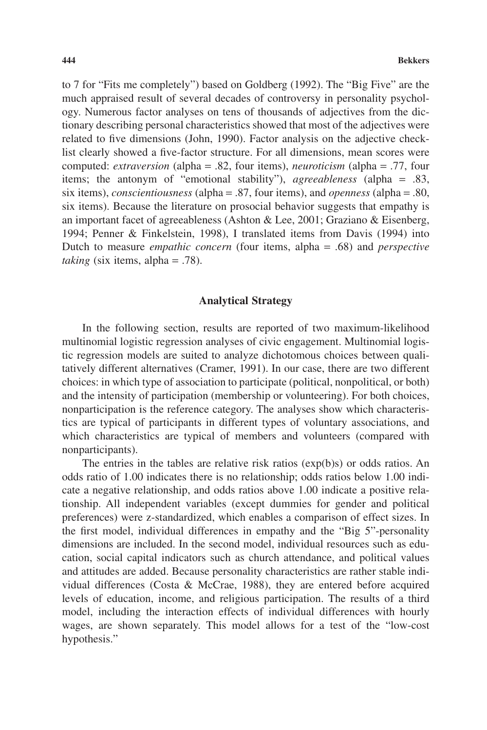to 7 for "Fits me completely") based on Goldberg (1992). The "Big Five" are the much appraised result of several decades of controversy in personality psychology. Numerous factor analyses on tens of thousands of adjectives from the dictionary describing personal characteristics showed that most of the adjectives were related to five dimensions (John, 1990). Factor analysis on the adjective checklist clearly showed a five-factor structure. For all dimensions, mean scores were computed: *extraversion* (alpha = .82, four items), *neuroticism* (alpha = .77, four items; the antonym of "emotional stability"), *agreeableness* (alpha = .83, six items), *conscientiousness* (alpha = .87, four items), and *openness* (alpha = .80, six items). Because the literature on prosocial behavior suggests that empathy is an important facet of agreeableness (Ashton & Lee, 2001; Graziano & Eisenberg, 1994; Penner & Finkelstein, 1998), I translated items from Davis (1994) into Dutch to measure *empathic concern* (four items, alpha = .68) and *perspective taking* (six items, alpha = .78).

## Analytical Strategy

In the following section, results are reported of two maximum-likelihood multinomial logistic regression analyses of civic engagement. Multinomial logistic regression models are suited to analyze dichotomous choices between qualitatively different alternatives (Cramer, 1991). In our case, there are two different choices: in which type of association to participate (political, nonpolitical, or both) and the intensity of participation (membership or volunteering). For both choices, nonparticipation is the reference category. The analyses show which characteristics are typical of participants in different types of voluntary associations, and which characteristics are typical of members and volunteers (compared with nonparticipants).

The entries in the tables are relative risk ratios (exp(b)s) or odds ratios. An odds ratio of 1.00 indicates there is no relationship; odds ratios below 1.00 indicate a negative relationship, and odds ratios above 1.00 indicate a positive relationship. All independent variables (except dummies for gender and political preferences) were z-standardized, which enables a comparison of effect sizes. In the first model, individual differences in empathy and the "Big 5"-personality dimensions are included. In the second model, individual resources such as education, social capital indicators such as church attendance, and political values and attitudes are added. Because personality characteristics are rather stable individual differences (Costa & McCrae, 1988), they are entered before acquired levels of education, income, and religious participation. The results of a third model, including the interaction effects of individual differences with hourly wages, are shown separately. This model allows for a test of the "low-cost hypothesis."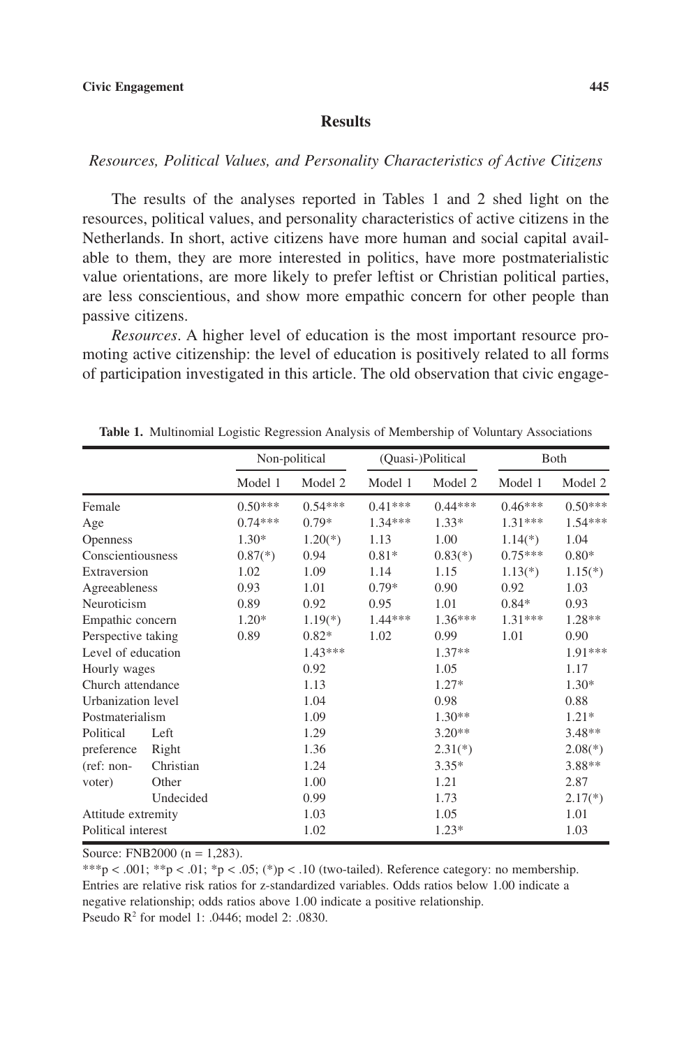## Results

### *Resources, Political Values, and Personality Characteristics of Active Citizens*

The results of the analyses reported in Tables 1 and 2 shed light on the resources, political values, and personality characteristics of active citizens in the Netherlands. In short, active citizens have more human and social capital available to them, they are more interested in politics, have more postmaterialistic value orientations, are more likely to prefer leftist or Christian political parties, are less conscientious, and show more empathic concern for other people than passive citizens.

*Resources*. A higher level of education is the most important resource promoting active citizenship: the level of education is positively related to all forms of participation investigated in this article. The old observation that civic engage-

**Table 1.** Multinomial Logistic Regression Analysis of Membership of Voluntary Associations

| | | Non-political | | (Quasi-)Political | | Both | |
|---|---|---|---|---|---|---|---|
| | | Model 1 | Model 2 | Model 1 | Model 2 | Model 1 | Model 2 |
| Female | | 0.50*** | 0.54*** | 0.41*** | 0.44*** | 0.46*** | 0.50*** |
| Age | | 0.74*** | 0.79* | 1.34*** | 1.33* | 1.31*** | 1.54*** |
| Openness | | 1.30* | 1.20(*) | 1.13 | 1.00 | 1.14(*) | 1.04 |
| Conscientiousness | | 0.87(*) | 0.94 | 0.81* | 0.83(*) | 0.75*** | 0.80* |
| Extraversion | | 1.02 | 1.09 | 1.14 | 1.15 | 1.13(*) | 1.15(*) |
| Agreeableness | | 0.93 | 1.01 | 0.79* | 0.90 | 0.92 | 1.03 |
| Neuroticism | | 0.89 | 0.92 | 0.95 | 1.01 | 0.84* | 0.93 |
| Empathic concern | | 1.20* | 1.19(*) | 1.44*** | 1.36*** | 1.31*** | 1.28** |
| Perspective taking | | 0.89 | 0.82* | 1.02 | 0.99 | 1.01 | 0.90 |
| Level of education | | | 1.43*** | | 1.37** | | 1.91*** |
| Hourly wages | | | 0.92 | | 1.05 | | 1.17 |
| Church attendance | | | 1.13 | | 1.27* | | 1.30* |
| Urbanization level | | | 1.04 | | 0.98 | | 0.88 |
| Postmaterialism | | | 1.09 | | 1.30** | | 1.21* |
| Political preference (ref: non-voter) | Left | | 1.29 | | 3.20** | | 3.48** |
| | Right | | 1.36 | | 2.31(*) | | 2.08(*) |
| | Christian | | 1.24 | | 3.35* | | 3.88** |
| | Other | | 1.00 | | 1.21 | | 2.87 |
| | Undecided | | 0.99 | | 1.73 | | 2.17(*) |
| Attitude extremity | | | 1.03 | | 1.05 | | 1.01 |
| Political interest | | | 1.02 | | 1.23* | | 1.03 |

Source: FNB2000 (n = 1,283).

***p < .001; **p < .01; *p < .05; (*)p < .10 (two-tailed). Reference category: no membership. Entries are relative risk ratios for z-standardized variables. Odds ratios below 1.00 indicate a negative relationship; odds ratios above 1.00 indicate a positive relationship.

Pseudo $R^2$ for model 1: .0446; model 2: .0830.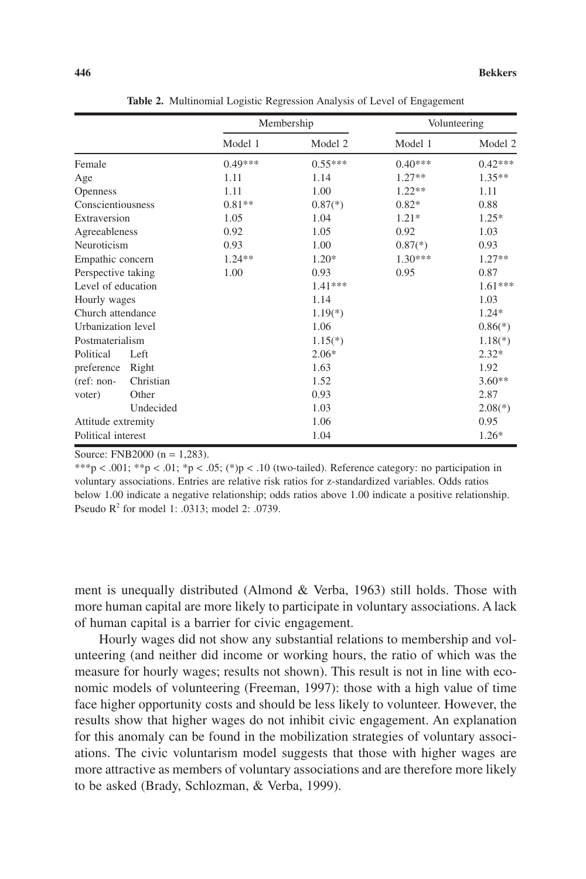**Table 2.** Multinomial Logistic Regression Analysis of Level of Engagement

| | | Membership | | Volunteering | |
|---|---|---|---|---|---|
| | | Model 1 | Model 2 | Model 1 | Model 2 |
| Female | | 0.49*** | 0.55*** | 0.40*** | 0.42*** |
| Age | | 1.11 | 1.14 | 1.27** | 1.35** |
| Openness | | 1.11 | 1.00 | 1.22** | 1.11 |
| Conscientiousness | | 0.81** | 0.87(*) | 0.82* | 0.88 |
| Extraversion | | 1.05 | 1.04 | 1.21* | 1.25* |
| Agreeableness | | 0.92 | 1.05 | 0.92 | 1.03 |
| Neuroticism | | 0.93 | 1.00 | 0.87(*) | 0.93 |
| Empathic concern | | 1.24** | 1.20* | 1.30*** | 1.27** |
| Perspective taking | | 1.00 | 0.93 | 0.95 | 0.87 |
| Level of education | | | 1.41*** | | 1.61*** |
| Hourly wages | | | 1.14 | | 1.03 |
| Church attendance | | | 1.19(*) | | 1.24* |
| Urbanization level | | | 1.06 | | 0.86(*) |
| Postmaterialism | | | 1.15(*) | | 1.18(*) |
| Political preference (ref: non-voter) | Left | | 2.06* | | 2.32* |
| | Right | | 1.63 | | 1.92 |
| | Christian | | 1.52 | | 3.60** |
| | Other | | 0.93 | | 2.87 |
| | Undecided | | 1.03 | | 2.08(*) |
| Attitude extremity | | | 1.06 | | 0.95 |
| Political interest | | | 1.04 | | 1.26* |

Source: FNB2000 (n = 1,283).

***p < .001; **p < .01; *p < .05; (*)p < .10 (two-tailed). Reference category: no participation in voluntary associations. Entries are relative risk ratios for z-standardized variables. Odds ratios below 1.00 indicate a negative relationship; odds ratios above 1.00 indicate a positive relationship. Pseudo $R^2$ for model 1: .0313; model 2: .0739.

ment is unequally distributed (Almond & Verba, 1963) still holds. Those with more human capital are more likely to participate in voluntary associations. A lack of human capital is a barrier for civic engagement.

Hourly wages did not show any substantial relations to membership and volunteering (and neither did income or working hours, the ratio of which was the measure for hourly wages; results not shown). This result is not in line with economic models of volunteering (Freeman, 1997): those with a high value of time face higher opportunity costs and should be less likely to volunteer. However, the results show that higher wages do not inhibit civic engagement. An explanation for this anomaly can be found in the mobilization strategies of voluntary associations. The civic voluntarism model suggests that those with higher wages are more attractive as members of voluntary associations and are therefore more likely to be asked (Brady, Schlozman, & Verba, 1999).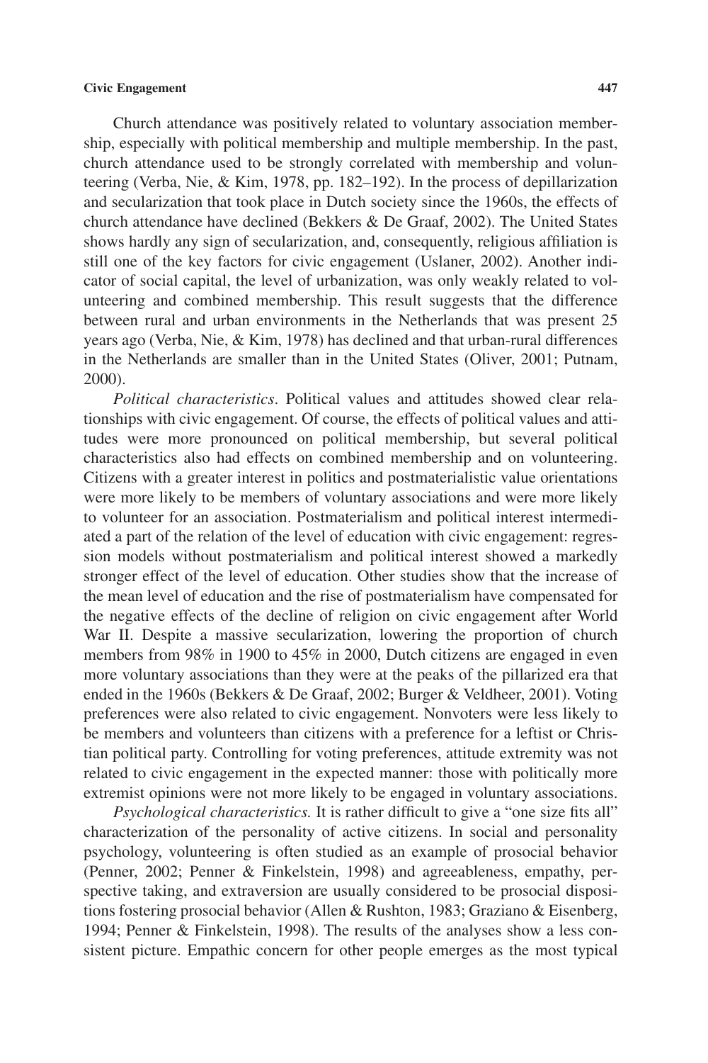Church attendance was positively related to voluntary association membership, especially with political membership and multiple membership. In the past, church attendance used to be strongly correlated with membership and volunteering (Verba, Nie, & Kim, 1978, pp. 182–192). In the process of depillarization and secularization that took place in Dutch society since the 1960s, the effects of church attendance have declined (Bekkers & De Graaf, 2002). The United States shows hardly any sign of secularization, and, consequently, religious affiliation is still one of the key factors for civic engagement (Uslaner, 2002). Another indicator of social capital, the level of urbanization, was only weakly related to volunteering and combined membership. This result suggests that the difference between rural and urban environments in the Netherlands that was present 25 years ago (Verba, Nie, & Kim, 1978) has declined and that urban-rural differences in the Netherlands are smaller than in the United States (Oliver, 2001; Putnam, 2000).

*Political characteristics*. Political values and attitudes showed clear relationships with civic engagement. Of course, the effects of political values and attitudes were more pronounced on political membership, but several political characteristics also had effects on combined membership and on volunteering. Citizens with a greater interest in politics and postmaterialistic value orientations were more likely to be members of voluntary associations and were more likely to volunteer for an association. Postmaterialism and political interest intermediated a part of the relation of the level of education with civic engagement: regression models without postmaterialism and political interest showed a markedly stronger effect of the level of education. Other studies show that the increase of the mean level of education and the rise of postmaterialism have compensated for the negative effects of the decline of religion on civic engagement after World War II. Despite a massive secularization, lowering the proportion of church members from 98% in 1900 to 45% in 2000, Dutch citizens are engaged in even more voluntary associations than they were at the peaks of the pillarized era that ended in the 1960s (Bekkers & De Graaf, 2002; Burger & Veldheer, 2001). Voting preferences were also related to civic engagement. Nonvoters were less likely to be members and volunteers than citizens with a preference for a leftist or Christian political party. Controlling for voting preferences, attitude extremity was not related to civic engagement in the expected manner: those with politically more extremist opinions were not more likely to be engaged in voluntary associations.

*Psychological characteristics.* It is rather difficult to give a "one size fits all" characterization of the personality of active citizens. In social and personality psychology, volunteering is often studied as an example of prosocial behavior (Penner, 2002; Penner & Finkelstein, 1998) and agreeableness, empathy, perspective taking, and extraversion are usually considered to be prosocial dispositions fostering prosocial behavior (Allen & Rushton, 1983; Graziano & Eisenberg, 1994; Penner & Finkelstein, 1998). The results of the analyses show a less consistent picture. Empathic concern for other people emerges as the most typical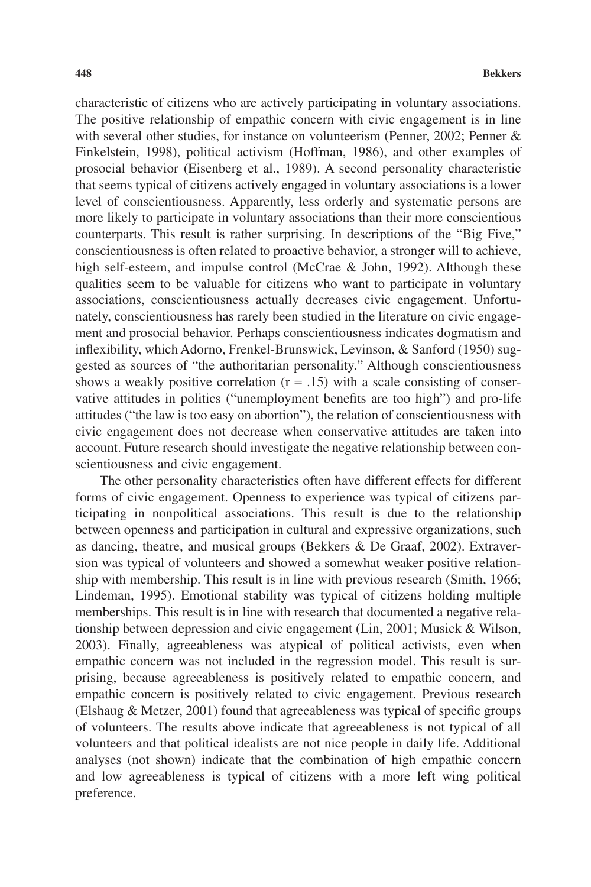characteristic of citizens who are actively participating in voluntary associations. The positive relationship of empathic concern with civic engagement is in line with several other studies, for instance on volunteerism (Penner, 2002; Penner & Finkelstein, 1998), political activism (Hoffman, 1986), and other examples of prosocial behavior (Eisenberg et al., 1989). A second personality characteristic that seems typical of citizens actively engaged in voluntary associations is a lower level of conscientiousness. Apparently, less orderly and systematic persons are more likely to participate in voluntary associations than their more conscientious counterparts. This result is rather surprising. In descriptions of the "Big Five," conscientiousness is often related to proactive behavior, a stronger will to achieve, high self-esteem, and impulse control (McCrae & John, 1992). Although these qualities seem to be valuable for citizens who want to participate in voluntary associations, conscientiousness actually decreases civic engagement. Unfortunately, conscientiousness has rarely been studied in the literature on civic engagement and prosocial behavior. Perhaps conscientiousness indicates dogmatism and inflexibility, which Adorno, Frenkel-Brunswick, Levinson, & Sanford (1950) suggested as sources of "the authoritarian personality." Although conscientiousness shows a weakly positive correlation ($r = .15$) with a scale consisting of conservative attitudes in politics ("unemployment benefits are too high") and pro-life attitudes ("the law is too easy on abortion"), the relation of conscientiousness with civic engagement does not decrease when conservative attitudes are taken into account. Future research should investigate the negative relationship between conscientiousness and civic engagement.

The other personality characteristics often have different effects for different forms of civic engagement. Openness to experience was typical of citizens participating in nonpolitical associations. This result is due to the relationship between openness and participation in cultural and expressive organizations, such as dancing, theatre, and musical groups (Bekkers & De Graaf, 2002). Extraversion was typical of volunteers and showed a somewhat weaker positive relationship with membership. This result is in line with previous research (Smith, 1966; Lindeman, 1995). Emotional stability was typical of citizens holding multiple memberships. This result is in line with research that documented a negative relationship between depression and civic engagement (Lin, 2001; Musick & Wilson, 2003). Finally, agreeableness was atypical of political activists, even when empathic concern was not included in the regression model. This result is surprising, because agreeableness is positively related to empathic concern, and empathic concern is positively related to civic engagement. Previous research (Elshaug & Metzer, 2001) found that agreeableness was typical of specific groups of volunteers. The results above indicate that agreeableness is not typical of all volunteers and that political idealists are not nice people in daily life. Additional analyses (not shown) indicate that the combination of high empathic concern and low agreeableness is typical of citizens with a more left wing political preference.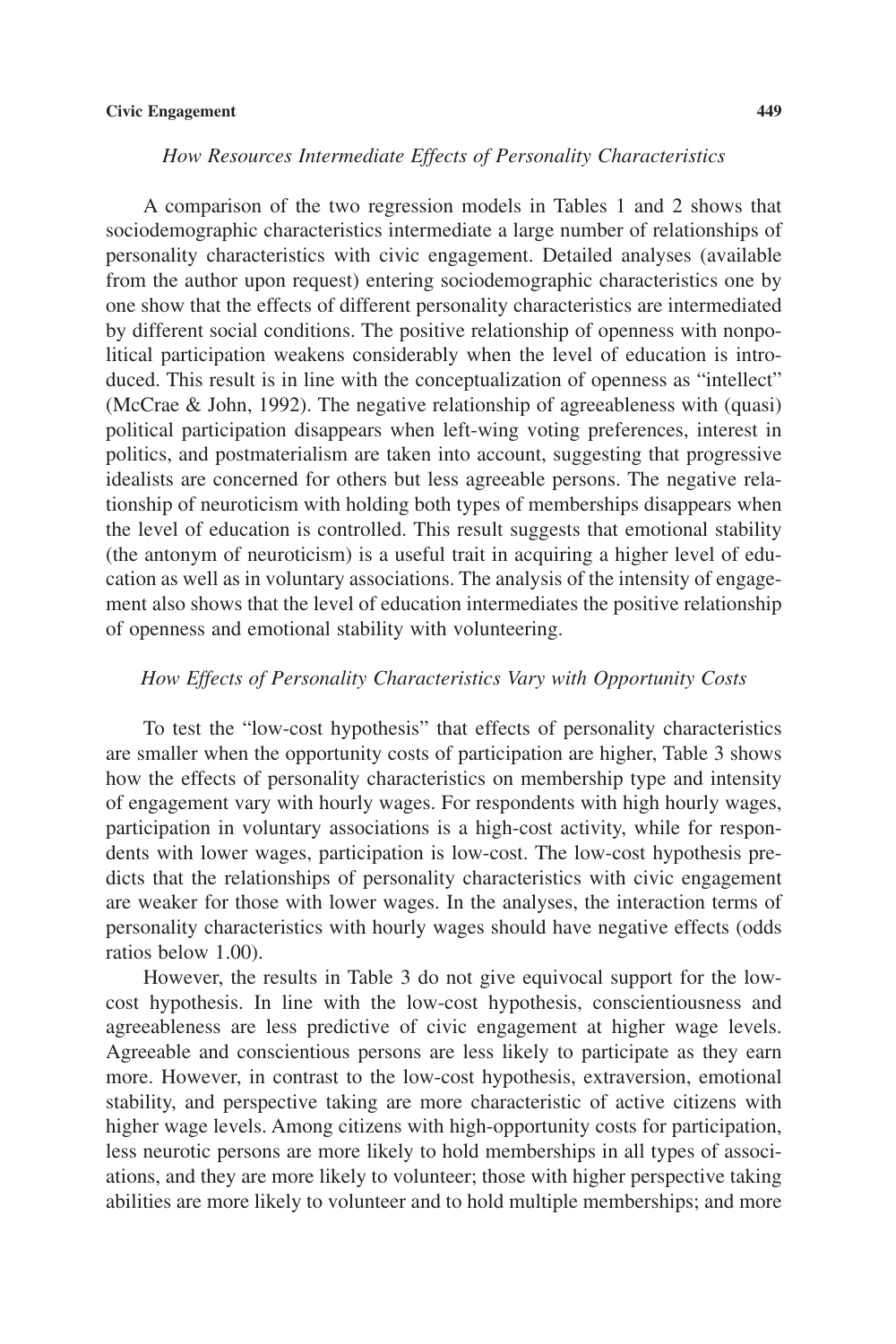### *How Resources Intermediate Effects of Personality Characteristics*

A comparison of the two regression models in Tables 1 and 2 shows that sociodemographic characteristics intermediate a large number of relationships of personality characteristics with civic engagement. Detailed analyses (available from the author upon request) entering sociodemographic characteristics one by one show that the effects of different personality characteristics are intermediated by different social conditions. The positive relationship of openness with nonpolitical participation weakens considerably when the level of education is introduced. This result is in line with the conceptualization of openness as "intellect" (McCrae & John, 1992). The negative relationship of agreeableness with (quasi) political participation disappears when left-wing voting preferences, interest in politics, and postmaterialism are taken into account, suggesting that progressive idealists are concerned for others but less agreeable persons. The negative relationship of neuroticism with holding both types of memberships disappears when the level of education is controlled. This result suggests that emotional stability (the antonym of neuroticism) is a useful trait in acquiring a higher level of education as well as in voluntary associations. The analysis of the intensity of engagement also shows that the level of education intermediates the positive relationship of openness and emotional stability with volunteering.

### *How Effects of Personality Characteristics Vary with Opportunity Costs*

To test the "low-cost hypothesis" that effects of personality characteristics are smaller when the opportunity costs of participation are higher, Table 3 shows how the effects of personality characteristics on membership type and intensity of engagement vary with hourly wages. For respondents with high hourly wages, participation in voluntary associations is a high-cost activity, while for respondents with lower wages, participation is low-cost. The low-cost hypothesis predicts that the relationships of personality characteristics with civic engagement are weaker for those with lower wages. In the analyses, the interaction terms of personality characteristics with hourly wages should have negative effects (odds ratios below 1.00).

However, the results in Table 3 do not give equivocal support for the low-cost hypothesis. In line with the low-cost hypothesis, conscientiousness and agreeableness are less predictive of civic engagement at higher wage levels. Agreeable and conscientious persons are less likely to participate as they earn more. However, in contrast to the low-cost hypothesis, extraversion, emotional stability, and perspective taking are more characteristic of active citizens with higher wage levels. Among citizens with high-opportunity costs for participation, less neurotic persons are more likely to hold memberships in all types of associations, and they are more likely to volunteer; those with higher perspective taking abilities are more likely to volunteer and to hold multiple memberships; and more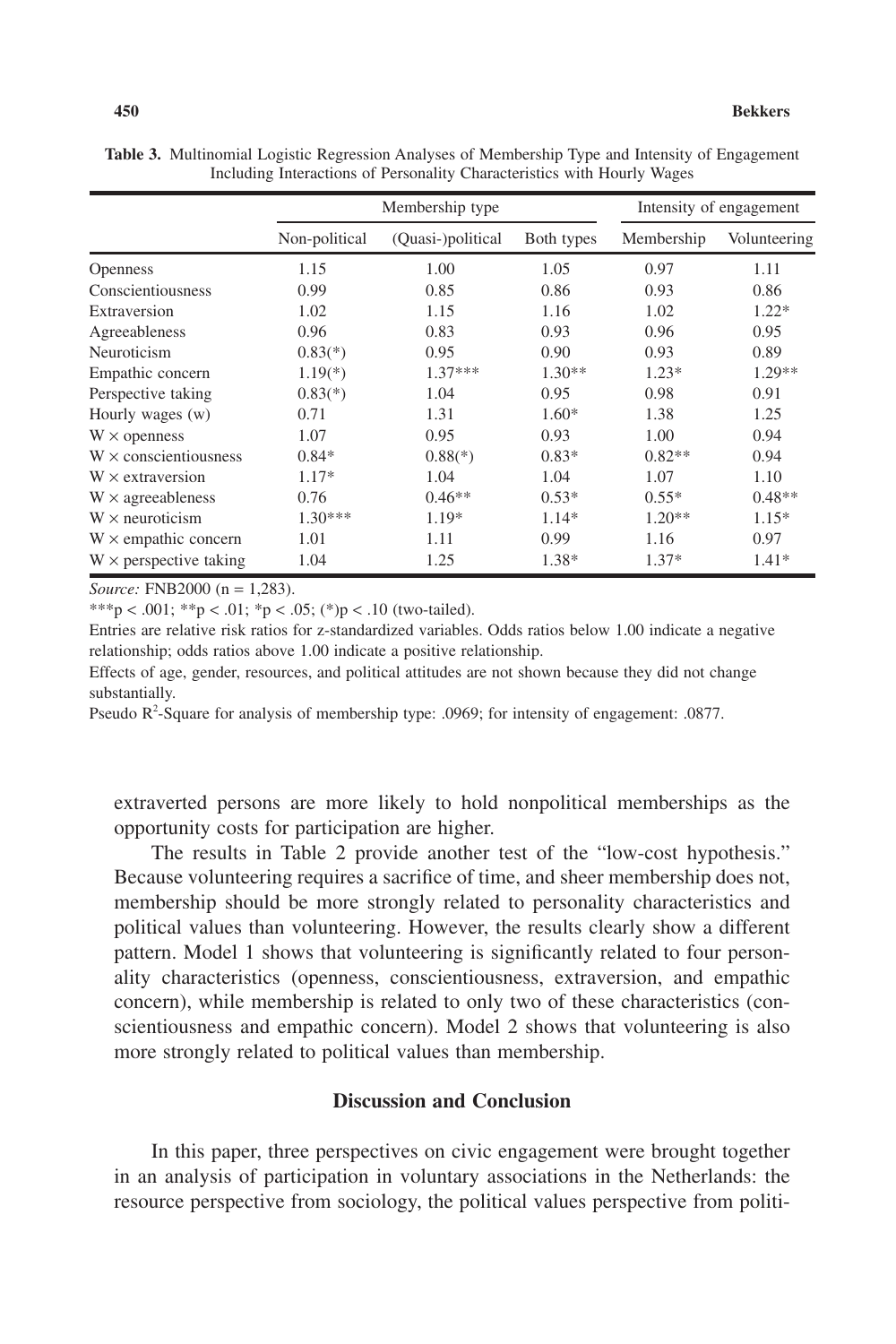**Table 3.** Multinomial Logistic Regression Analyses of Membership Type and Intensity of Engagement Including Interactions of Personality Characteristics with Hourly Wages

| | Membership type | | | Intensity of engagement | |
|---|---|---|---|---|---|
| | Non-political | (Quasi-)political | Both types | Membership | Volunteering |
| Openness | 1.15 | 1.00 | 1.05 | 0.97 | 1.11 |
| Conscientiousness | 0.99 | 0.85 | 0.86 | 0.93 | 0.86 |
| Extraversion | 1.02 | 1.15 | 1.16 | 1.02 | 1.22* |
| Agreeableness | 0.96 | 0.83 | 0.93 | 0.96 | 0.95 |
| Neuroticism | 0.83(*) | 0.95 | 0.90 | 0.93 | 0.89 |
| Empathic concern | 1.19(*) | 1.37*** | 1.30** | 1.23* | 1.29** |
| Perspective taking | 0.83(*) | 1.04 | 0.95 | 0.98 | 0.91 |
| Hourly wages (w) | 0.71 | 1.31 | 1.60* | 1.38 | 1.25 |
| W × openness | 1.07 | 0.95 | 0.93 | 1.00 | 0.94 |
| W × conscientiousness | 0.84* | 0.88(*) | 0.83* | 0.82** | 0.94 |
| W × extraversion | 1.17* | 1.04 | 1.04 | 1.07 | 1.10 |
| W × agreeableness | 0.76 | 0.46** | 0.53* | 0.55* | 0.48** |
| W × neuroticism | 1.30*** | 1.19* | 1.14* | 1.20** | 1.15* |
| W × empathic concern | 1.01 | 1.11 | 0.99 | 1.16 | 0.97 |
| W × perspective taking | 1.04 | 1.25 | 1.38* | 1.37* | 1.41* |

*Source:* FNB2000 (n = 1,283).

***p < .001; **p < .01; *p < .05; (*)p < .10 (two-tailed).

Entries are relative risk ratios for z-standardized variables. Odds ratios below 1.00 indicate a negative relationship; odds ratios above 1.00 indicate a positive relationship.

Effects of age, gender, resources, and political attitudes are not shown because they did not change substantially.

Pseudo $R^2$-Square for analysis of membership type: .0969; for intensity of engagement: .0877.

extraverted persons are more likely to hold nonpolitical memberships as the opportunity costs for participation are higher.

The results in Table 2 provide another test of the "low-cost hypothesis." Because volunteering requires a sacrifice of time, and sheer membership does not, membership should be more strongly related to personality characteristics and political values than volunteering. However, the results clearly show a different pattern. Model 1 shows that volunteering is significantly related to four personality characteristics (openness, conscientiousness, extraversion, and empathic concern), while membership is related to only two of these characteristics (conscientiousness and empathic concern). Model 2 shows that volunteering is also more strongly related to political values than membership.

## Discussion and Conclusion

In this paper, three perspectives on civic engagement were brought together in an analysis of participation in voluntary associations in the Netherlands: the resource perspective from sociology, the political values perspective from politi-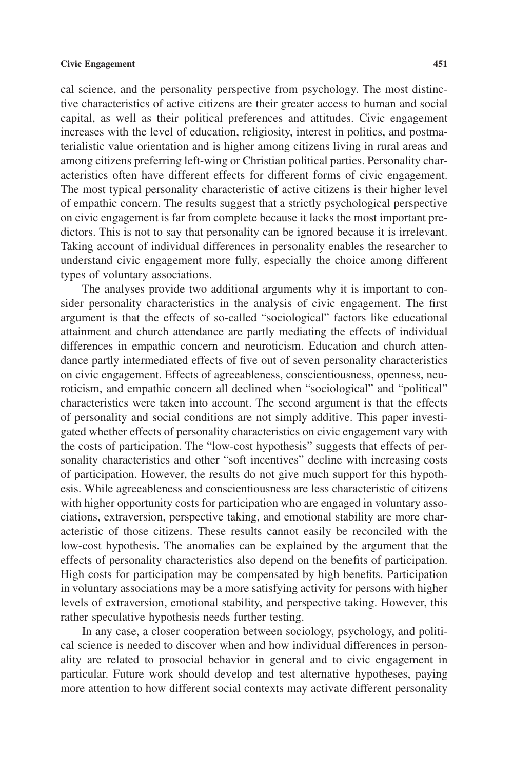cal science, and the personality perspective from psychology. The most distinctive characteristics of active citizens are their greater access to human and social capital, as well as their political preferences and attitudes. Civic engagement increases with the level of education, religiosity, interest in politics, and postmaterialistic value orientation and is higher among citizens living in rural areas and among citizens preferring left-wing or Christian political parties. Personality characteristics often have different effects for different forms of civic engagement. The most typical personality characteristic of active citizens is their higher level of empathic concern. The results suggest that a strictly psychological perspective on civic engagement is far from complete because it lacks the most important predictors. This is not to say that personality can be ignored because it is irrelevant. Taking account of individual differences in personality enables the researcher to understand civic engagement more fully, especially the choice among different types of voluntary associations.

The analyses provide two additional arguments why it is important to consider personality characteristics in the analysis of civic engagement. The first argument is that the effects of so-called "sociological" factors like educational attainment and church attendance are partly mediating the effects of individual differences in empathic concern and neuroticism. Education and church attendance partly intermediated effects of five out of seven personality characteristics on civic engagement. Effects of agreeableness, conscientiousness, openness, neuroticism, and empathic concern all declined when "sociological" and "political" characteristics were taken into account. The second argument is that the effects of personality and social conditions are not simply additive. This paper investigated whether effects of personality characteristics on civic engagement vary with the costs of participation. The "low-cost hypothesis" suggests that effects of personality characteristics and other "soft incentives" decline with increasing costs of participation. However, the results do not give much support for this hypothesis. While agreeableness and conscientiousness are less characteristic of citizens with higher opportunity costs for participation who are engaged in voluntary associations, extraversion, perspective taking, and emotional stability are more characteristic of those citizens. These results cannot easily be reconciled with the low-cost hypothesis. The anomalies can be explained by the argument that the effects of personality characteristics also depend on the benefits of participation. High costs for participation may be compensated by high benefits. Participation in voluntary associations may be a more satisfying activity for persons with higher levels of extraversion, emotional stability, and perspective taking. However, this rather speculative hypothesis needs further testing.

In any case, a closer cooperation between sociology, psychology, and political science is needed to discover when and how individual differences in personality are related to prosocial behavior in general and to civic engagement in particular. Future work should develop and test alternative hypotheses, paying more attention to how different social contexts may activate different personality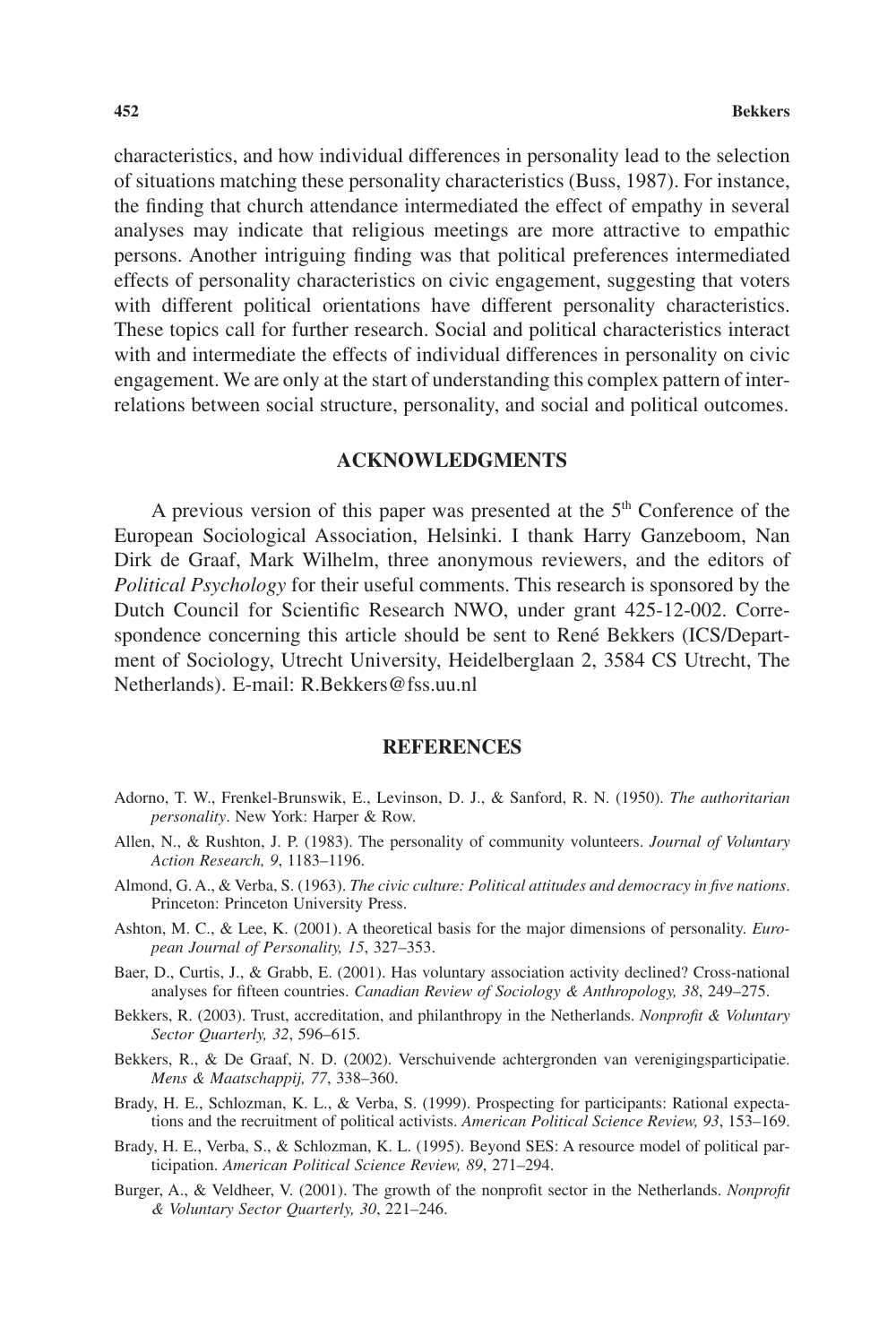characteristics, and how individual differences in personality lead to the selection of situations matching these personality characteristics (Buss, 1987). For instance, the finding that church attendance intermediated the effect of empathy in several analyses may indicate that religious meetings are more attractive to empathic persons. Another intriguing finding was that political preferences intermediated effects of personality characteristics on civic engagement, suggesting that voters with different political orientations have different personality characteristics. These topics call for further research. Social and political characteristics interact with and intermediate the effects of individual differences in personality on civic engagement. We are only at the start of understanding this complex pattern of interrelations between social structure, personality, and social and political outcomes.

## ACKNOWLEDGMENTS

A previous version of this paper was presented at the 5th Conference of the European Sociological Association, Helsinki. I thank Harry Ganzeboom, Nan Dirk de Graaf, Mark Wilhelm, three anonymous reviewers, and the editors of *Political Psychology* for their useful comments. This research is sponsored by the Dutch Council for Scientific Research NWO, under grant 425-12-002. Correspondence concerning this article should be sent to René Bekkers (ICS/Department of Sociology, Utrecht University, Heidelberglaan 2, 3584 CS Utrecht, The Netherlands). E-mail: R.Bekkers@fss.uu.nl

## REFERENCES

Adorno, T. W., Frenkel-Brunswik, E., Levinson, D. J., & Sanford, R. N. (1950). *The authoritarian personality*. New York: Harper & Row.

Allen, N., & Rushton, J. P. (1983). The personality of community volunteers. *Journal of Voluntary Action Research, 9*, 1183–1196.

Almond, G. A., & Verba, S. (1963). *The civic culture: Political attitudes and democracy in five nations*. Princeton: Princeton University Press.

Ashton, M. C., & Lee, K. (2001). A theoretical basis for the major dimensions of personality. *European Journal of Personality, 15*, 327–353.

Baer, D., Curtis, J., & Grabb, E. (2001). Has voluntary association activity declined? Cross-national analyses for fifteen countries. *Canadian Review of Sociology & Anthropology, 38*, 249–275.

Bekkers, R. (2003). Trust, accreditation, and philanthropy in the Netherlands. *Nonprofit & Voluntary Sector Quarterly, 32*, 596–615.

Bekkers, R., & De Graaf, N. D. (2002). Verschuivende achtergronden van verenigingsparticipatie. *Mens & Maatschappij, 77*, 338–360.

Brady, H. E., Schlozman, K. L., & Verba, S. (1999). Prospecting for participants: Rational expectations and the recruitment of political activists. *American Political Science Review, 93*, 153–169.

Brady, H. E., Verba, S., & Schlozman, K. L. (1995). Beyond SES: A resource model of political participation. *American Political Science Review, 89*, 271–294.

Burger, A., & Veldheer, V. (2001). The growth of the nonprofit sector in the Netherlands. *Nonprofit & Voluntary Sector Quarterly, 30*, 221–246.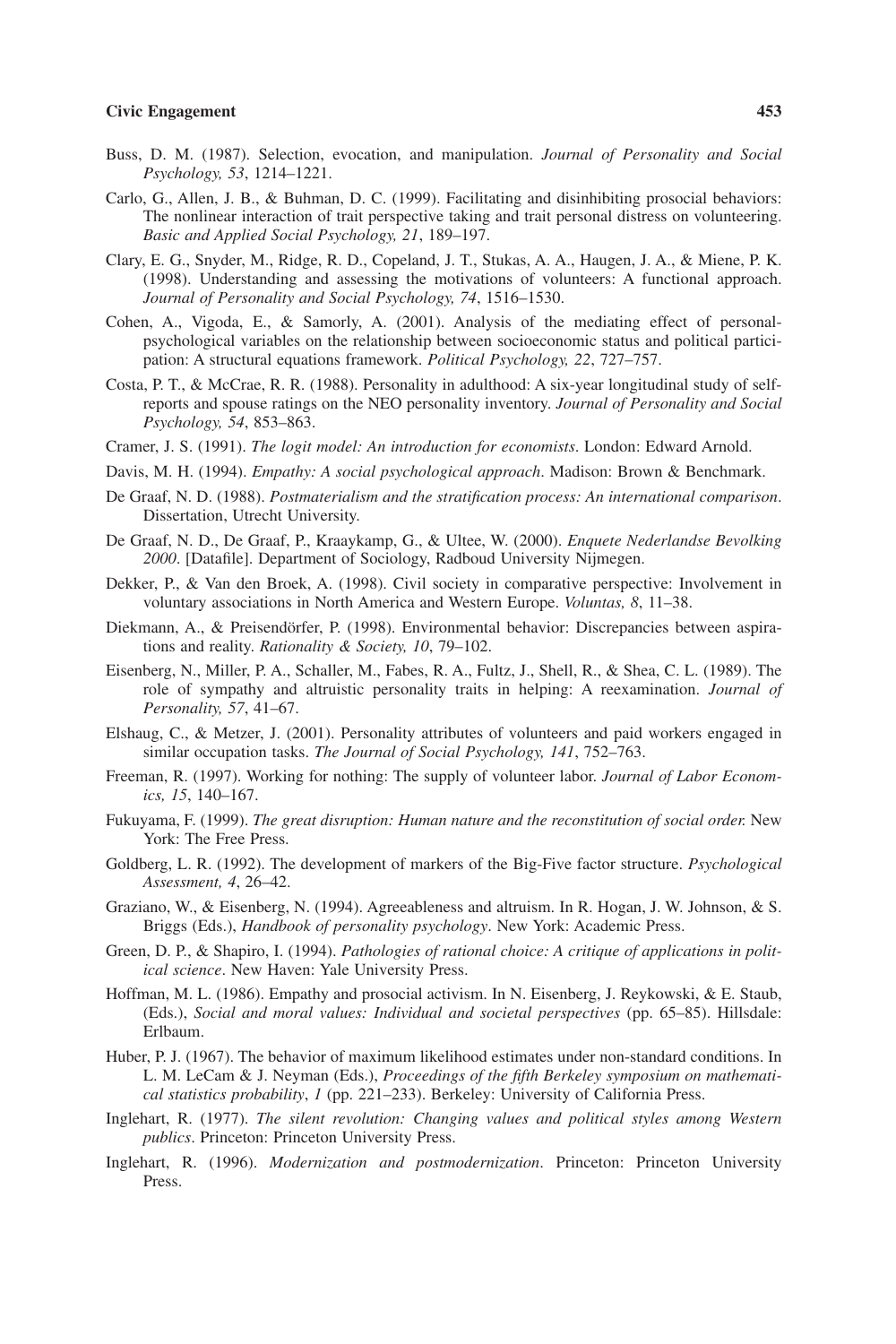Buss, D. M. (1987). Selection, evocation, and manipulation. *Journal of Personality and Social Psychology, 53*, 1214–1221.

Carlo, G., Allen, J. B., & Buhman, D. C. (1999). Facilitating and disinhibiting prosocial behaviors: The nonlinear interaction of trait perspective taking and trait personal distress on volunteering. *Basic and Applied Social Psychology, 21*, 189–197.

Clary, E. G., Snyder, M., Ridge, R. D., Copeland, J. T., Stukas, A. A., Haugen, J. A., & Miene, P. K. (1998). Understanding and assessing the motivations of volunteers: A functional approach. *Journal of Personality and Social Psychology, 74*, 1516–1530.

Cohen, A., Vigoda, E., & Samorly, A. (2001). Analysis of the mediating effect of personal-psychological variables on the relationship between socioeconomic status and political participation: A structural equations framework. *Political Psychology, 22*, 727–757.

Costa, P. T., & McCrae, R. R. (1988). Personality in adulthood: A six-year longitudinal study of self-reports and spouse ratings on the NEO personality inventory. *Journal of Personality and Social Psychology, 54*, 853–863.

Cramer, J. S. (1991). *The logit model: An introduction for economists*. London: Edward Arnold.

Davis, M. H. (1994). *Empathy: A social psychological approach*. Madison: Brown & Benchmark.

De Graaf, N. D. (1988). *Postmaterialism and the stratification process: An international comparison*. Dissertation, Utrecht University.

De Graaf, N. D., De Graaf, P., Kraaykamp, G., & Ultee, W. (2000). *Enquete Nederlandse Bevolking 2000*. [Datafile]. Department of Sociology, Radboud University Nijmegen.

Dekker, P., & Van den Broek, A. (1998). Civil society in comparative perspective: Involvement in voluntary associations in North America and Western Europe. *Voluntas, 8*, 11–38.

Diekmann, A., & Preisendörfer, P. (1998). Environmental behavior: Discrepancies between aspirations and reality. *Rationality & Society, 10*, 79–102.

Eisenberg, N., Miller, P. A., Schaller, M., Fabes, R. A., Fultz, J., Shell, R., & Shea, C. L. (1989). The role of sympathy and altruistic personality traits in helping: A reexamination. *Journal of Personality, 57*, 41–67.

Elshaug, C., & Metzer, J. (2001). Personality attributes of volunteers and paid workers engaged in similar occupation tasks. *The Journal of Social Psychology, 141*, 752–763.

Freeman, R. (1997). Working for nothing: The supply of volunteer labor. *Journal of Labor Economics, 15*, 140–167.

Fukuyama, F. (1999). *The great disruption: Human nature and the reconstitution of social order.* New York: The Free Press.

Goldberg, L. R. (1992). The development of markers of the Big-Five factor structure. *Psychological Assessment, 4*, 26–42.

Graziano, W., & Eisenberg, N. (1994). Agreeableness and altruism. In R. Hogan, J. W. Johnson, & S. Briggs (Eds.), *Handbook of personality psychology*. New York: Academic Press.

Green, D. P., & Shapiro, I. (1994). *Pathologies of rational choice: A critique of applications in political science*. New Haven: Yale University Press.

Hoffman, M. L. (1986). Empathy and prosocial activism. In N. Eisenberg, J. Reykowski, & E. Staub, (Eds.), *Social and moral values: Individual and societal perspectives* (pp. 65–85). Hillsdale: Erlbaum.

Huber, P. J. (1967). The behavior of maximum likelihood estimates under non-standard conditions. In L. M. LeCam & J. Neyman (Eds.), *Proceedings of the fifth Berkeley symposium on mathematical statistics probability*, *1* (pp. 221–233). Berkeley: University of California Press.

Inglehart, R. (1977). *The silent revolution: Changing values and political styles among Western publics*. Princeton: Princeton University Press.

Inglehart, R. (1996). *Modernization and postmodernization*. Princeton: Princeton University Press.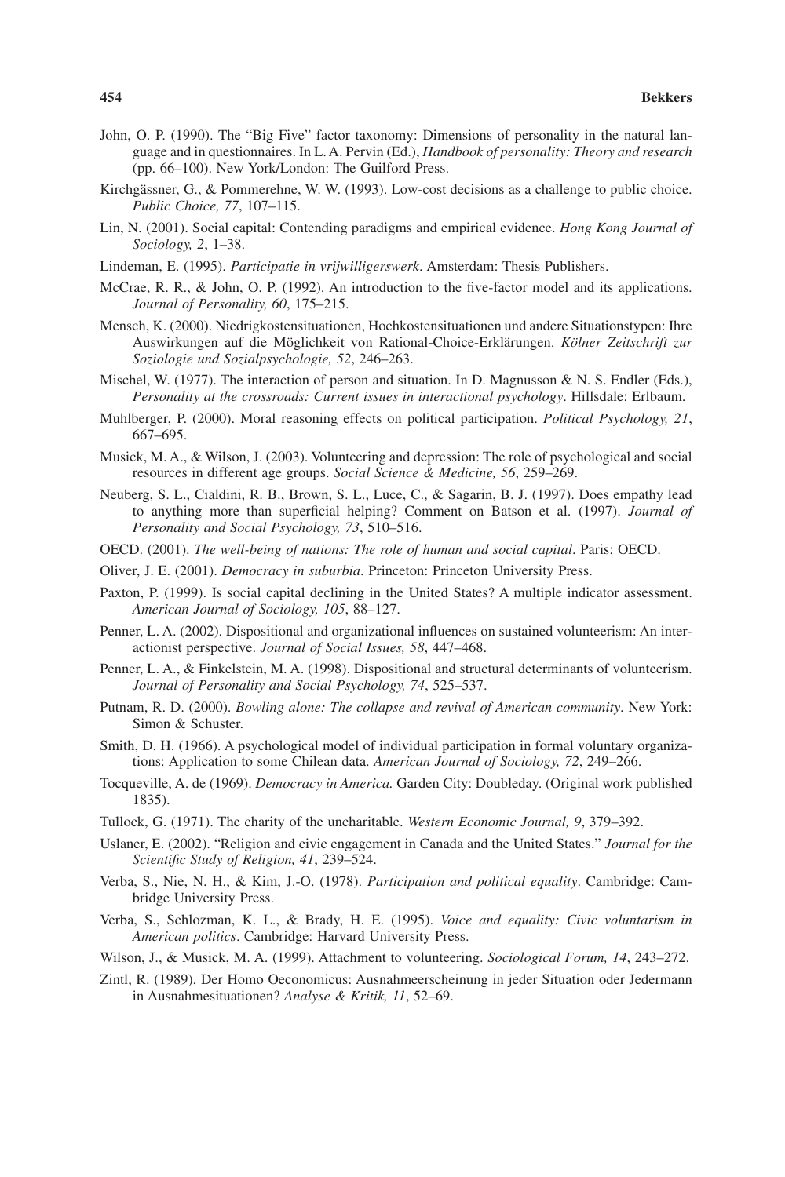John, O. P. (1990). The "Big Five" factor taxonomy: Dimensions of personality in the natural language and in questionnaires. In L. A. Pervin (Ed.), *Handbook of personality: Theory and research* (pp. 66–100). New York/London: The Guilford Press.

Kirchgässner, G., & Pommerehne, W. W. (1993). Low-cost decisions as a challenge to public choice. *Public Choice, 77*, 107–115.

Lin, N. (2001). Social capital: Contending paradigms and empirical evidence. *Hong Kong Journal of Sociology, 2*, 1–38.

Lindeman, E. (1995). *Participatie in vrijwilligerswerk*. Amsterdam: Thesis Publishers.

McCrae, R. R., & John, O. P. (1992). An introduction to the five-factor model and its applications. *Journal of Personality, 60*, 175–215.

Mensch, K. (2000). Niedrigkostensituationen, Hochkostensituationen und andere Situationstypen: Ihre Auswirkungen auf die Möglichkeit von Rational-Choice-Erklärungen. *Kölner Zeitschrift zur Soziologie und Sozialpsychologie, 52*, 246–263.

Mischel, W. (1977). The interaction of person and situation. In D. Magnusson & N. S. Endler (Eds.), *Personality at the crossroads: Current issues in interactional psychology*. Hillsdale: Erlbaum.

Muhlberger, P. (2000). Moral reasoning effects on political participation. *Political Psychology, 21*, 667–695.

Musick, M. A., & Wilson, J. (2003). Volunteering and depression: The role of psychological and social resources in different age groups. *Social Science & Medicine, 56*, 259–269.

Neuberg, S. L., Cialdini, R. B., Brown, S. L., Luce, C., & Sagarin, B. J. (1997). Does empathy lead to anything more than superficial helping? Comment on Batson et al. (1997). *Journal of Personality and Social Psychology, 73*, 510–516.

OECD. (2001). *The well-being of nations: The role of human and social capital*. Paris: OECD.

Oliver, J. E. (2001). *Democracy in suburbia*. Princeton: Princeton University Press.

Paxton, P. (1999). Is social capital declining in the United States? A multiple indicator assessment. *American Journal of Sociology, 105*, 88–127.

Penner, L. A. (2002). Dispositional and organizational influences on sustained volunteerism: An interactionist perspective. *Journal of Social Issues, 58*, 447–468.

Penner, L. A., & Finkelstein, M. A. (1998). Dispositional and structural determinants of volunteerism. *Journal of Personality and Social Psychology, 74*, 525–537.

Putnam, R. D. (2000). *Bowling alone: The collapse and revival of American community*. New York: Simon & Schuster.

Smith, D. H. (1966). A psychological model of individual participation in formal voluntary organizations: Application to some Chilean data. *American Journal of Sociology, 72*, 249–266.

Tocqueville, A. de (1969). *Democracy in America.* Garden City: Doubleday. (Original work published 1835).

Tullock, G. (1971). The charity of the uncharitable. *Western Economic Journal, 9*, 379–392.

Uslaner, E. (2002). "Religion and civic engagement in Canada and the United States." *Journal for the Scientific Study of Religion, 41*, 239–524.

Verba, S., Nie, N. H., & Kim, J.-O. (1978). *Participation and political equality*. Cambridge: Cambridge University Press.

Verba, S., Schlozman, K. L., & Brady, H. E. (1995). *Voice and equality: Civic voluntarism in American politics*. Cambridge: Harvard University Press.

Wilson, J., & Musick, M. A. (1999). Attachment to volunteering. *Sociological Forum, 14*, 243–272.

Zintl, R. (1989). Der Homo Oeconomicus: Ausnahmeerscheinung in jeder Situation oder Jedermann in Ausnahmesituationen? *Analyse & Kritik, 11*, 52–69.